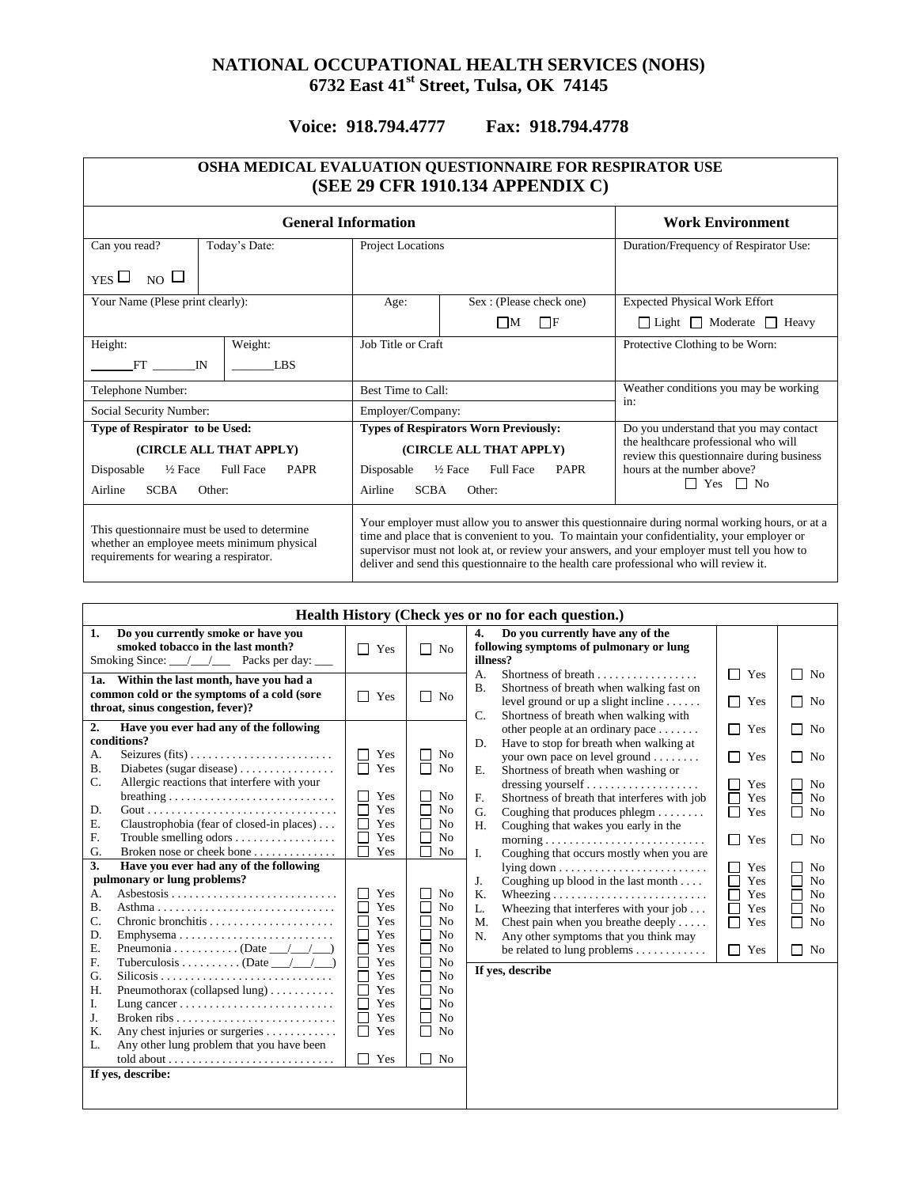# NATIONAL OCCUPATIONAL HEALTH SERVICES (NOHS)
## 6732 East 41st Street, Tulsa, OK 74145

**Voice: 918.794.4777 Fax: 918.794.4778**

## OSHA MEDICAL EVALUATION QUESTIONNAIRE FOR RESPIRATOR USE (SEE 29 CFR 1910.134 APPENDIX C)

| General Information | | | | Work Environment |
|---|---|---|---|---|
| Can you read? YES ☐ NO ☐ | Today's Date: | Project Locations | | Duration/Frequency of Respirator Use: |
| Your Name (Plese print clearly): | | Age: | Sex : (Please check one) ☐M ☐F | Expected Physical Work Effort ☐ Light ☐ Moderate ☐ Heavy |
| Height: ______FT ______IN | Weight: ______LBS | Job Title or Craft | | Protective Clothing to be Worn: |
| Telephone Number: | | Best Time to Call: | | Weather conditions you may be working in: |
| Social Security Number: | | Employer/Company: | | |
| **Type of Respirator to be Used:** **(CIRCLE ALL THAT APPLY)** Disposable ½ Face Full Face PAPR Airline SCBA Other: | | **Types of Respirators Worn Previously:** **(CIRCLE ALL THAT APPLY)** Disposable ½ Face Full Face PAPR Airline SCBA Other: | | Do you understand that you may contact the healthcare professional who will review this questionnaire during business hours at the number above? ☐ Yes ☐ No |
| This questionnaire must be used to determine whether an employee meets minimum physical requirements for wearing a respirator. | | Your employer must allow you to answer this questionnaire during normal working hours, or at a time and place that is convenient to you. To maintain your confidentiality, your employer or supervisor must not look at, or review your answers, and your employer must tell you how to deliver and send this questionnaire to the health care professional who will review it. | | |

## Health History (Check yes or no for each question.)

| Question | Yes | No |
|---|---|---|
| **1. Do you currently smoke or have you smoked tobacco in the last month?** Smoking Since: ___/___/___ Packs per day: ___ | ☐ Yes | ☐ No |
| **1a. Within the last month, have you had a common cold or the symptoms of a cold (sore throat, sinus congestion, fever)?** | ☐ Yes | ☐ No |
| **2. Have you ever had any of the following conditions?** | | |
| A. Seizures (fits) | ☐ Yes | ☐ No |
| B. Diabetes (sugar disease) | ☐ Yes | ☐ No |
| C. Allergic reactions that interfere with your breathing | ☐ Yes | ☐ No |
| D. Gout | ☐ Yes | ☐ No |
| E. Claustrophobia (fear of closed-in places) | ☐ Yes | ☐ No |
| F. Trouble smelling odors | ☐ Yes | ☐ No |
| G. Broken nose or cheek bone | ☐ Yes | ☐ No |
| **3. Have you ever had any of the following pulmonary or lung problems?** | | |
| A. Asbestosis | ☐ Yes | ☐ No |
| B. Asthma | ☐ Yes | ☐ No |
| C. Chronic bronchitis | ☐ Yes | ☐ No |
| D. Emphysema | ☐ Yes | ☐ No |
| E. Pneumonia (Date ___/___/___) | ☐ Yes | ☐ No |
| F. Tuberculosis (Date ___/___/___) | ☐ Yes | ☐ No |
| G. Silicosis | ☐ Yes | ☐ No |
| H. Pneumothorax (collapsed lung) | ☐ Yes | ☐ No |
| I. Lung cancer | ☐ Yes | ☐ No |
| J. Broken ribs | ☐ Yes | ☐ No |
| K. Any chest injuries or surgeries | ☐ Yes | ☐ No |
| L. Any other lung problem that you have been told about | ☐ Yes | ☐ No |

**If yes, describe:**

| Question | Yes | No |
|---|---|---|
| **4. Do you currently have any of the following symptoms of pulmonary or lung illness?** | | |
| A. Shortness of breath | ☐ Yes | ☐ No |
| B. Shortness of breath when walking fast on level ground or up a slight incline | ☐ Yes | ☐ No |
| C. Shortness of breath when walking with other people at an ordinary pace | ☐ Yes | ☐ No |
| D. Have to stop for breath when walking at your own pace on level ground | ☐ Yes | ☐ No |
| E. Shortness of breath when washing or dressing yourself | ☐ Yes | ☐ No |
| F. Shortness of breath that interferes with job | ☐ Yes | ☐ No |
| G. Coughing that produces phlegm | ☐ Yes | ☐ No |
| H. Coughing that wakes you early in the morning | ☐ Yes | ☐ No |
| I. Coughing that occurs mostly when you are lying down | ☐ Yes | ☐ No |
| J. Coughing up blood in the last month | ☐ Yes | ☐ No |
| K. Wheezing | ☐ Yes | ☐ No |
| L. Wheezing that interferes with your job | ☐ Yes | ☐ No |
| M. Chest pain when you breathe deeply | ☐ Yes | ☐ No |
| N. Any other symptoms that you think may be related to lung problems | ☐ Yes | ☐ No |

**If yes, describe**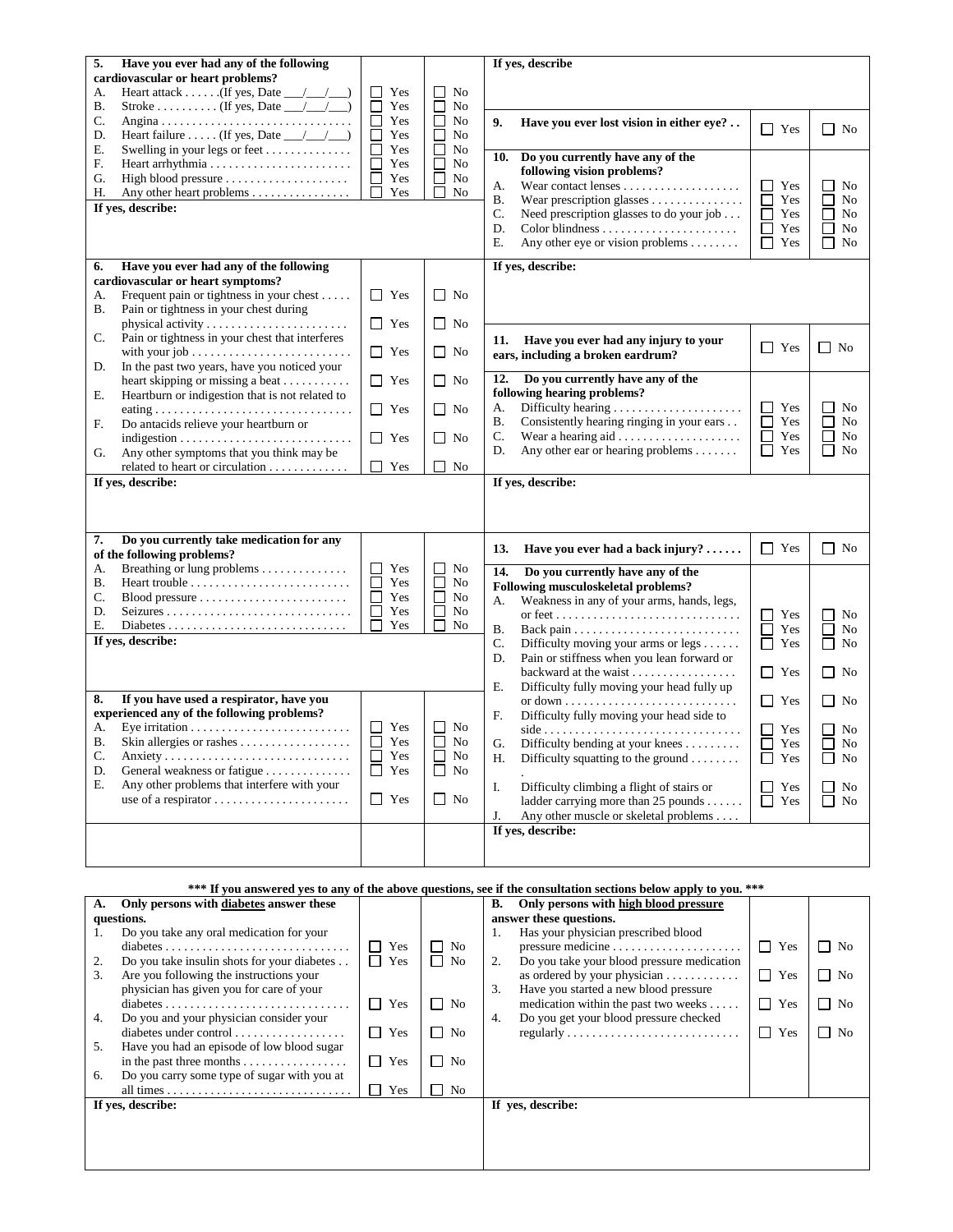**5. Have you ever had any of the following cardiovascular or heart problems?**

| | | |
|---|---|---|
| A. Heart attack . . . . . .(If yes, Date ___/___/___) | ☐ Yes | ☐ No |
| B. Stroke . . . . . . . . . . (If yes, Date ___/___/___) | ☐ Yes | ☐ No |
| C. Angina . . . . . . . . . . . . . . . . . . . . . . . . . . . . . . | ☐ Yes | ☐ No |
| D. Heart failure . . . . . (If yes, Date ___/___/___) | ☐ Yes | ☐ No |
| E. Swelling in your legs or feet . . . . . . . . . . . . . | ☐ Yes | ☐ No |
| F. Heart arrhythmia . . . . . . . . . . . . . . . . . . . . . . | ☐ Yes | ☐ No |
| G. High blood pressure . . . . . . . . . . . . . . . . . . . | ☐ Yes | ☐ No |
| H. Any other heart problems . . . . . . . . . . . . . . . | ☐ Yes | ☐ No |

**If yes, describe:**

**6. Have you ever had any of the following cardiovascular or heart symptoms?**

| | | |
|---|---|---|
| A. Frequent pain or tightness in your chest . . . . . | ☐ Yes | ☐ No |
| B. Pain or tightness in your chest during physical activity . . . . . . . . . . . . . . . . . . . . . . | ☐ Yes | ☐ No |
| C. Pain or tightness in your chest that interferes with your job . . . . . . . . . . . . . . . . . . . . . . . . . | ☐ Yes | ☐ No |
| D. In the past two years, have you noticed your heart skipping or missing a beat . . . . . . . . . . | ☐ Yes | ☐ No |
| E. Heartburn or indigestion that is not related to eating . . . . . . . . . . . . . . . . . . . . . . . . . . . . . . . | ☐ Yes | ☐ No |
| F. Do antacids relieve your heartburn or indigestion . . . . . . . . . . . . . . . . . . . . . . . . . . . | ☐ Yes | ☐ No |
| G. Any other symptoms that you think may be related to heart or circulation . . . . . . . . . . . . . | ☐ Yes | ☐ No |

**If yes, describe:**

**7. Do you currently take medication for any of the following problems?**

| | | |
|---|---|---|
| A. Breathing or lung problems . . . . . . . . . . . . . | ☐ Yes | ☐ No |
| B. Heart trouble . . . . . . . . . . . . . . . . . . . . . . . . . | ☐ Yes | ☐ No |
| C. Blood pressure . . . . . . . . . . . . . . . . . . . . . . . | ☐ Yes | ☐ No |
| D. Seizures . . . . . . . . . . . . . . . . . . . . . . . . . . . . | ☐ Yes | ☐ No |
| E. Diabetes . . . . . . . . . . . . . . . . . . . . . . . . . . . . | ☐ Yes | ☐ No |

**If yes, describe:**

**8. If you have used a respirator, have you experienced any of the following problems?**

| | | |
|---|---|---|
| A. Eye irritation . . . . . . . . . . . . . . . . . . . . . . . . . | ☐ Yes | ☐ No |
| B. Skin allergies or rashes . . . . . . . . . . . . . . . . . | ☐ Yes | ☐ No |
| C. Anxiety . . . . . . . . . . . . . . . . . . . . . . . . . . . . . | ☐ Yes | ☐ No |
| D. General weakness or fatigue . . . . . . . . . . . . . | ☐ Yes | ☐ No |
| E. Any other problems that interfere with your use of a respirator . . . . . . . . . . . . . . . . . . . . . | ☐ Yes | ☐ No |

**If yes, describe**

| | | |
|---|---|---|
| **9. Have you ever lost vision in either eye? . .** | ☐ Yes | ☐ No |

**10. Do you currently have any of the following vision problems?**

| | | |
|---|---|---|
| A. Wear contact lenses . . . . . . . . . . . . . . . . . . . | ☐ Yes | ☐ No |
| B. Wear prescription glasses . . . . . . . . . . . . . . . | ☐ Yes | ☐ No |
| C. Need prescription glasses to do your job . . . | ☐ Yes | ☐ No |
| D. Color blindness . . . . . . . . . . . . . . . . . . . . . . | ☐ Yes | ☐ No |
| E. Any other eye or vision problems . . . . . . . . | ☐ Yes | ☐ No |

**If yes, describe:**

| | | |
|---|---|---|
| **11. Have you ever had any injury to your ears, including a broken eardrum?** | ☐ Yes | ☐ No |

**12. Do you currently have any of the following hearing problems?**

| | | |
|---|---|---|
| A. Difficulty hearing . . . . . . . . . . . . . . . . . . . . . | ☐ Yes | ☐ No |
| B. Consistently hearing ringing in your ears . . | ☐ Yes | ☐ No |
| C. Wear a hearing aid . . . . . . . . . . . . . . . . . . . . | ☐ Yes | ☐ No |
| D. Any other ear or hearing problems . . . . . . . | ☐ Yes | ☐ No |

**If yes, describe:**

| | | |
|---|---|---|
| **13. Have you ever had a back injury? . . . . . .** | ☐ Yes | ☐ No |

**14. Do you currently have any of the Following musculoskeletal problems?**

| | | |
|---|---|---|
| A. Weakness in any of your arms, hands, legs, or feet . . . . . . . . . . . . . . . . . . . . . . . . . . . . . | ☐ Yes | ☐ No |
| B. Back pain . . . . . . . . . . . . . . . . . . . . . . . . . . . | ☐ Yes | ☐ No |
| C. Difficulty moving your arms or legs . . . . . . | ☐ Yes | ☐ No |
| D. Pain or stiffness when you lean forward or backward at the waist . . . . . . . . . . . . . . . . . | ☐ Yes | ☐ No |
| E. Difficulty fully moving your head fully up or down . . . . . . . . . . . . . . . . . . . . . . . . . . . | ☐ Yes | ☐ No |
| F. Difficulty fully moving your head side to side . . . . . . . . . . . . . . . . . . . . . . . . . . . . . . . | ☐ Yes | ☐ No |
| G. Difficulty bending at your knees . . . . . . . . . | ☐ Yes | ☐ No |
| H. Difficulty squatting to the ground . . . . . . . . | ☐ Yes | ☐ No |
| I. Difficulty climbing a flight of stairs or ladder carrying more than 25 pounds . . . . . . | ☐ Yes | ☐ No |
| J. Any other muscle or skeletal problems . . . . | ☐ Yes | ☐ No |

**If yes, describe:**

**\*\*\* If you answered yes to any of the above questions, see if the consultation sections below apply to you. \*\*\***

**A. Only persons with diabetes answer these questions.**

| | | |
|---|---|---|
| 1. Do you take any oral medication for your diabetes . . . . . . . . . . . . . . . . . . . . . . . . . . . . . | ☐ Yes | ☐ No |
| 2. Do you take insulin shots for your diabetes . . | ☐ Yes | ☐ No |
| 3. Are you following the instructions your physician has given you for care of your diabetes . . . . . . . . . . . . . . . . . . . . . . . . . . . . . | ☐ Yes | ☐ No |
| 4. Do you and your physician consider your diabetes under control . . . . . . . . . . . . . . . . . . | ☐ Yes | ☐ No |
| 5. Have you had an episode of low blood sugar in the past three months . . . . . . . . . . . . . . . . | ☐ Yes | ☐ No |
| 6. Do you carry some type of sugar with you at all times . . . . . . . . . . . . . . . . . . . . . . . . . . . . . | ☐ Yes | ☐ No |

**If yes, describe:**

**B. Only persons with high blood pressure answer these questions.**

| | | |
|---|---|---|
| 1. Has your physician prescribed blood pressure medicine . . . . . . . . . . . . . . . . . . . . . | ☐ Yes | ☐ No |
| 2. Do you take your blood pressure medication as ordered by your physician . . . . . . . . . . . . | ☐ Yes | ☐ No |
| 3. Have you started a new blood pressure medication within the past two weeks . . . . . | ☐ Yes | ☐ No |
| 4. Do you get your blood pressure checked regularly . . . . . . . . . . . . . . . . . . . . . . . . . . . . | ☐ Yes | ☐ No |

**If yes, describe:**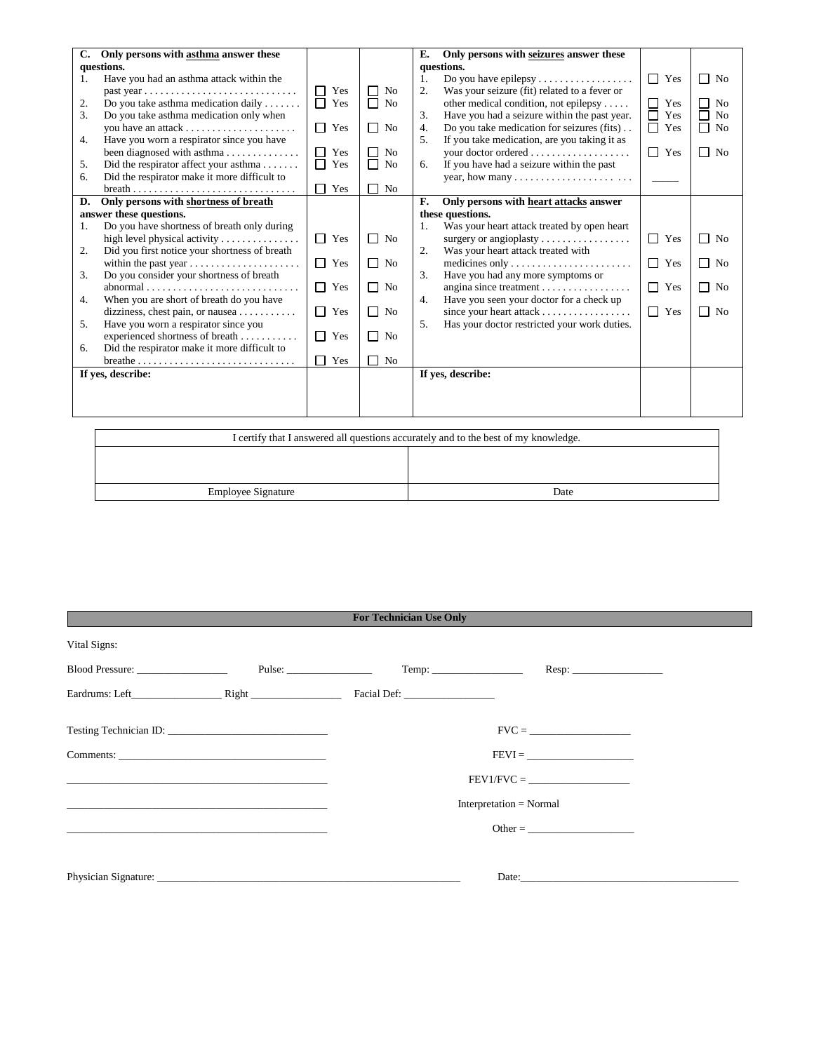| C. Only persons with asthma answer these questions. | | | E. Only persons with seizures answer these questions. | | |
|---|---|---|---|---|---|
| 1. Have you had an asthma attack within the past year | ☐ Yes | ☐ No | 1. Do you have epilepsy | ☐ Yes | ☐ No |
| 2. Do you take asthma medication daily | ☐ Yes | ☐ No | 2. Was your seizure (fit) related to a fever or other medical condition, not epilepsy | ☐ Yes | ☐ No |
| 3. Do you take asthma medication only when you have an attack | ☐ Yes | ☐ No | 3. Have you had a seizure within the past year. | ☐ Yes | ☐ No |
| 4. Have you worn a respirator since you have been diagnosed with asthma | ☐ Yes | ☐ No | 4. Do you take medication for seizures (fits) | ☐ Yes | ☐ No |
| 5. Did the respirator affect your asthma | ☐ Yes | ☐ No | 5. If you take medication, are you taking it as your doctor ordered | ☐ Yes | ☐ No |
| 6. Did the respirator make it more difficult to breath | ☐ Yes | ☐ No | 6. If you have had a seizure within the past year, how many | _____ | |
| **D. Only persons with shortness of breath answer these questions.** | | | **F. Only persons with heart attacks answer these questions.** | | |
| 1. Do you have shortness of breath only during high level physical activity | ☐ Yes | ☐ No | 1. Was your heart attack treated by open heart surgery or angioplasty | ☐ Yes | ☐ No |
| 2. Did you first notice your shortness of breath within the past year | ☐ Yes | ☐ No | 2. Was your heart attack treated with medicines only | ☐ Yes | ☐ No |
| 3. Do you consider your shortness of breath abnormal | ☐ Yes | ☐ No | 3. Have you had any more symptoms or angina since treatment | ☐ Yes | ☐ No |
| 4. When you are short of breath do you have dizziness, chest pain, or nausea | ☐ Yes | ☐ No | 4. Have you seen your doctor for a check up since your heart attack | ☐ Yes | ☐ No |
| 5. Have you worn a respirator since you experienced shortness of breath | ☐ Yes | ☐ No | 5. Has your doctor restricted your work duties. | | |
| 6. Did the respirator make it more difficult to breathe | ☐ Yes | ☐ No | | | |
| **If yes, describe:** | | | **If yes, describe:** | | |

| I certify that I answered all questions accurately and to the best of my knowledge. | |
|---|---|
| | |
| Employee Signature | Date |

**For Technician Use Only**

Vital Signs:

Blood Pressure: ________________ Pulse: ________________ Temp: ________________ Resp: ________________

Eardrums: Left________________ Right ________________ Facial Def: ________________

Testing Technician ID: ______________________________ FVC = ___________________

Comments: ______________________________________ FEVI = ____________________

________________________________________________ FEV1/FVC = ___________________

________________________________________________ Interpretation = Normal

________________________________________________ Other = ____________________

Physician Signature: __________________________________________________________ Date:________________________________________